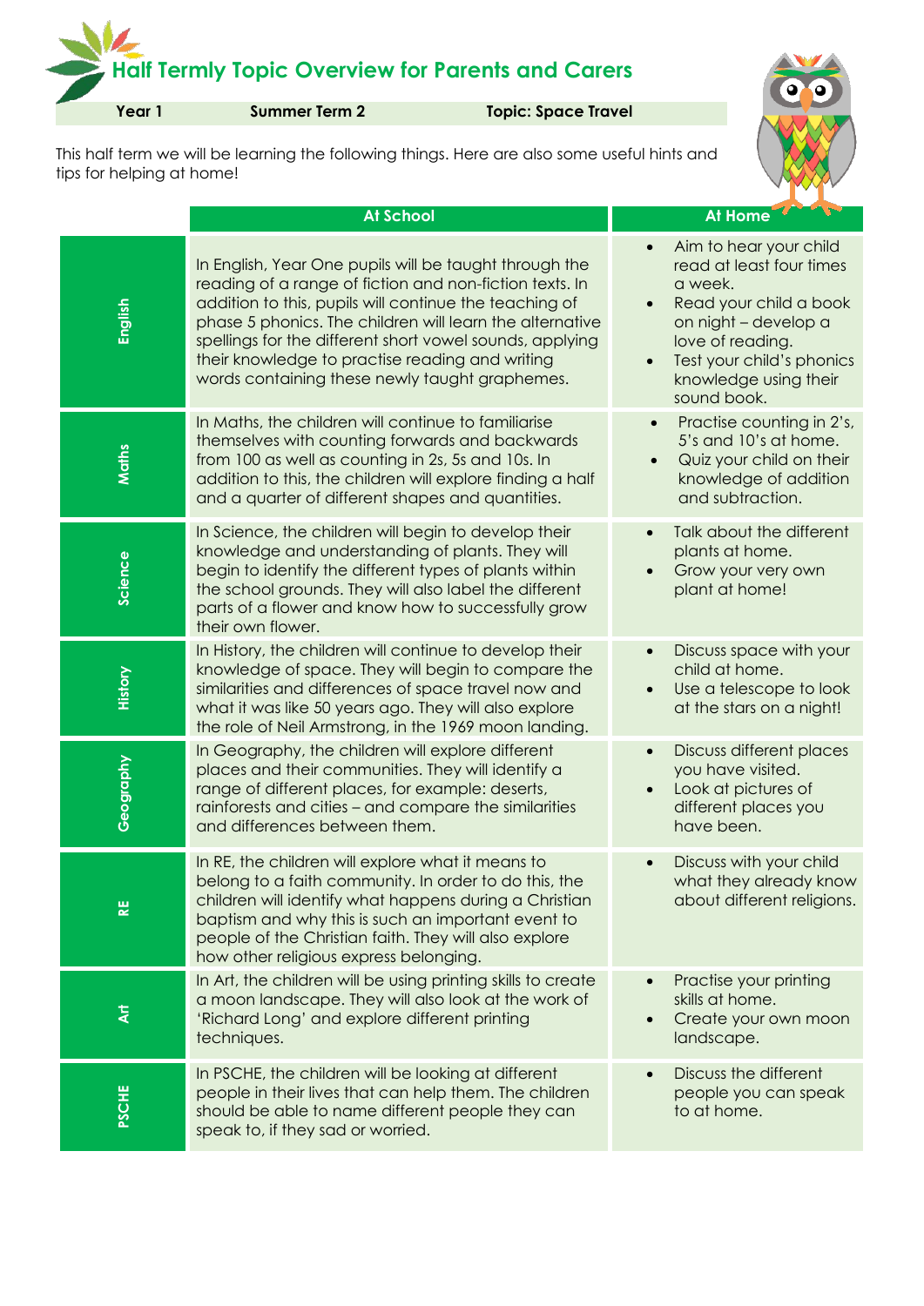# Half Termly Topic Overview for Parents and Carers

**Year 1** | **Summer Term 2** | **Topic: Space Travel**

This half term we will be learning the following things. Here are also some useful hints and tips for helping at home!

| | At School | At Home |
|---|---|---|
| **English** | In English, Year One pupils will be taught through the reading of a range of fiction and non-fiction texts. In addition to this, pupils will continue the teaching of phase 5 phonics. The children will learn the alternative spellings for the different short vowel sounds, applying their knowledge to practise reading and writing words containing these newly taught graphemes. | • Aim to hear your child read at least four times a week.<br>• Read your child a book on night – develop a love of reading.<br>• Test your child's phonics knowledge using their sound book. |
| **Maths** | In Maths, the children will continue to familiarise themselves with counting forwards and backwards from 100 as well as counting in 2s, 5s and 10s. In addition to this, the children will explore finding a half and a quarter of different shapes and quantities. | • Practise counting in 2's, 5's and 10's at home.<br>• Quiz your child on their knowledge of addition and subtraction. |
| **Science** | In Science, the children will begin to develop their knowledge and understanding of plants. They will begin to identify the different types of plants within the school grounds. They will also label the different parts of a flower and know how to successfully grow their own flower. | • Talk about the different plants at home.<br>• Grow your very own plant at home! |
| **History** | In History, the children will continue to develop their knowledge of space. They will begin to compare the similarities and differences of space travel now and what it was like 50 years ago. They will also explore the role of Neil Armstrong, in the 1969 moon landing. | • Discuss space with your child at home.<br>• Use a telescope to look at the stars on a night! |
| **Geography** | In Geography, the children will explore different places and their communities. They will identify a range of different places, for example: deserts, rainforests and cities – and compare the similarities and differences between them. | • Discuss different places you have visited.<br>• Look at pictures of different places you have been. |
| **RE** | In RE, the children will explore what it means to belong to a faith community. In order to do this, the children will identify what happens during a Christian baptism and why this is such an important event to people of the Christian faith. They will also explore how other religious express belonging. | • Discuss with your child what they already know about different religions. |
| **Art** | In Art, the children will be using printing skills to create a moon landscape. They will also look at the work of 'Richard Long' and explore different printing techniques. | • Practise your printing skills at home.<br>• Create your own moon landscape. |
| **PSCHE** | In PSCHE, the children will be looking at different people in their lives that can help them. The children should be able to name different people they can speak to, if they sad or worried. | • Discuss the different people you can speak to at home. |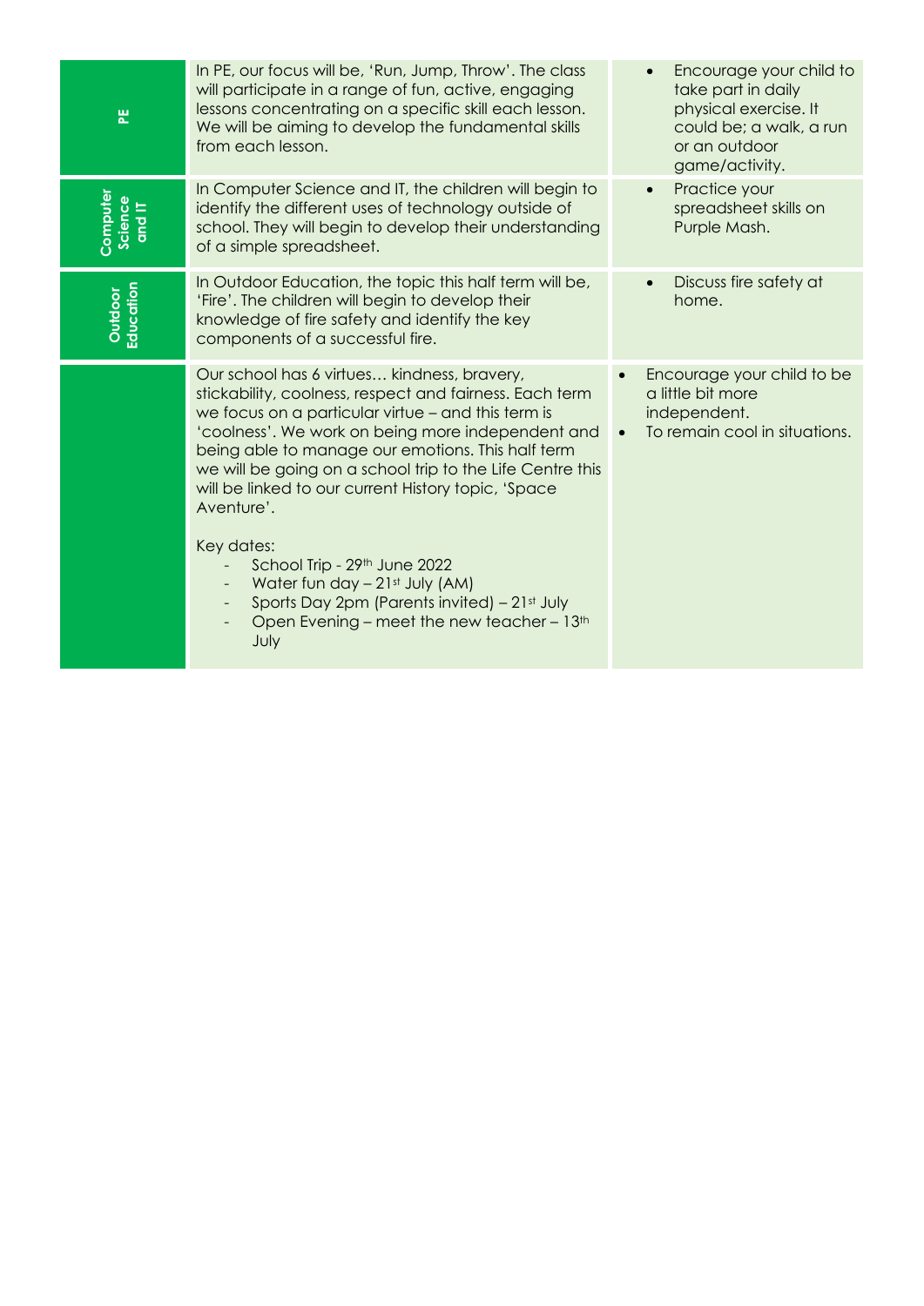| | | |
|---|---|---|
| PE | In PE, our focus will be, 'Run, Jump, Throw'. The class will participate in a range of fun, active, engaging lessons concentrating on a specific skill each lesson. We will be aiming to develop the fundamental skills from each lesson. | • Encourage your child to take part in daily physical exercise. It could be; a walk, a run or an outdoor game/activity. |
| Computer Science and IT | In Computer Science and IT, the children will begin to identify the different uses of technology outside of school. They will begin to develop their understanding of a simple spreadsheet. | • Practice your spreadsheet skills on Purple Mash. |
| Outdoor Education | In Outdoor Education, the topic this half term will be, 'Fire'. The children will begin to develop their knowledge of fire safety and identify the key components of a successful fire. | • Discuss fire safety at home. |
| | Our school has 6 virtues… kindness, bravery, stickability, coolness, respect and fairness. Each term we focus on a particular virtue – and this term is 'coolness'. We work on being more independent and being able to manage our emotions. This half term we will be going on a school trip to the Life Centre this will be linked to our current History topic, 'Space Aventure'.<br><br>Key dates:<br>- School Trip - 29th June 2022<br>- Water fun day – 21st July (AM)<br>- Sports Day 2pm (Parents invited) – 21st July<br>- Open Evening – meet the new teacher – 13th July | • Encourage your child to be a little bit more independent.<br>• To remain cool in situations. |